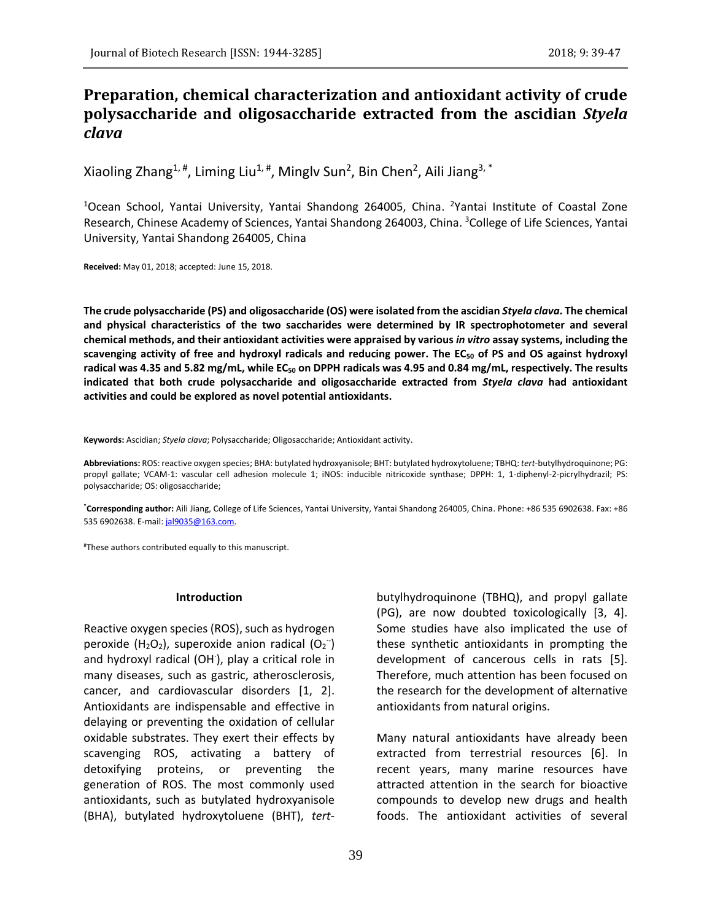# Preparation, chemical characterization and antioxidant activity of crude polysaccharide and oligosaccharide extracted from the ascidian *Styela clava*

Xiaoling Zhang[1, #], Liming Liu[1, #], Minglv Sun[2], Bin Chen[2], Aili Jiang[3, *]

[1]Ocean School, Yantai University, Yantai Shandong 264005, China. [2]Yantai Institute of Coastal Zone Research, Chinese Academy of Sciences, Yantai Shandong 264003, China. [3]College of Life Sciences, Yantai University, Yantai Shandong 264005, China

**Received:** May 01, 2018; accepted: June 15, 2018.

**The crude polysaccharide (PS) and oligosaccharide (OS) were isolated from the ascidian *Styela clava*. The chemical and physical characteristics of the two saccharides were determined by IR spectrophotometer and several chemical methods, and their antioxidant activities were appraised by various *in vitro* assay systems, including the scavenging activity of free and hydroxyl radicals and reducing power. The $EC_{50}$ of PS and OS against hydroxyl radical was 4.35 and 5.82 mg/mL, while $EC_{50}$ on DPPH radicals was 4.95 and 0.84 mg/mL, respectively. The results indicated that both crude polysaccharide and oligosaccharide extracted from *Styela clava* had antioxidant activities and could be explored as novel potential antioxidants.**

**Keywords:** Ascidian; *Styela clava*; Polysaccharide; Oligosaccharide; Antioxidant activity.

**Abbreviations:** ROS: reactive oxygen species; BHA: butylated hydroxyanisole; BHT: butylated hydroxytoluene; TBHQ: *tert*-butylhydroquinone; PG: propyl gallate; VCAM-1: vascular cell adhesion molecule 1; iNOS: inducible nitricoxide synthase; DPPH: 1, 1-diphenyl-2-picrylhydrazil; PS: polysaccharide; OS: oligosaccharide;

[*]**Corresponding author:** Aili Jiang, College of Life Sciences, Yantai University, Yantai Shandong 264005, China. Phone: +86 535 6902638. Fax: +86 535 6902638. E-mail: jal9035@163.com.

[#]These authors contributed equally to this manuscript.

## Introduction

Reactive oxygen species (ROS), such as hydrogen peroxide ($H_2O_2$), superoxide anion radical ($O_2^{\cdot-}$) and hydroxyl radical ($OH^{\cdot}$), play a critical role in many diseases, such as gastric, atherosclerosis, cancer, and cardiovascular disorders [1, 2]. Antioxidants are indispensable and effective in delaying or preventing the oxidation of cellular oxidable substrates. They exert their effects by scavenging ROS, activating a battery of detoxifying proteins, or preventing the generation of ROS. The most commonly used antioxidants, such as butylated hydroxyanisole (BHA), butylated hydroxytoluene (BHT), *tert*-butylhydroquinone (TBHQ), and propyl gallate (PG), are now doubted toxicologically [3, 4]. Some studies have also implicated the use of these synthetic antioxidants in prompting the development of cancerous cells in rats [5]. Therefore, much attention has been focused on the research for the development of alternative antioxidants from natural origins.

Many natural antioxidants have already been extracted from terrestrial resources [6]. In recent years, many marine resources have attracted attention in the search for bioactive compounds to develop new drugs and health foods. The antioxidant activities of several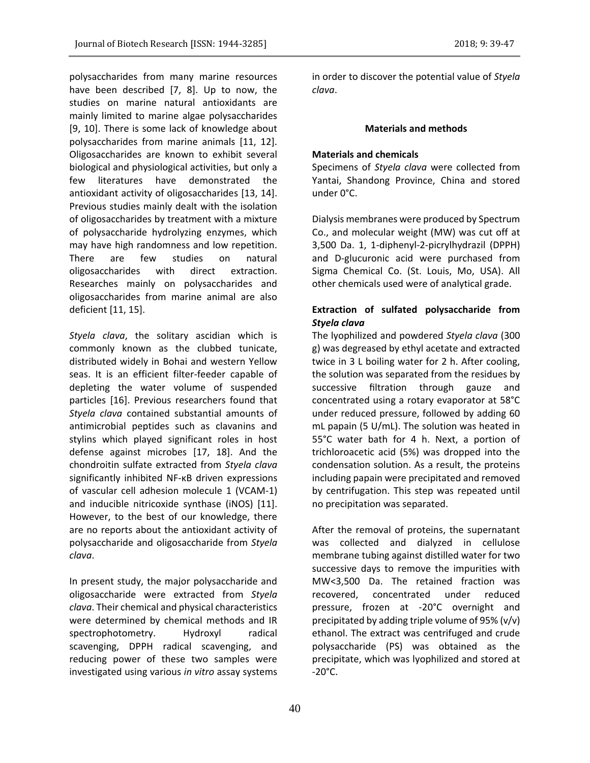polysaccharides from many marine resources have been described [7, 8]. Up to now, the studies on marine natural antioxidants are mainly limited to marine algae polysaccharides [9, 10]. There is some lack of knowledge about polysaccharides from marine animals [11, 12]. Oligosaccharides are known to exhibit several biological and physiological activities, but only a few literatures have demonstrated the antioxidant activity of oligosaccharides [13, 14]. Previous studies mainly dealt with the isolation of oligosaccharides by treatment with a mixture of polysaccharide hydrolyzing enzymes, which may have high randomness and low repetition. There are few studies on natural oligosaccharides with direct extraction. Researches mainly on polysaccharides and oligosaccharides from marine animal are also deficient [11, 15].

*Styela clava*, the solitary ascidian which is commonly known as the clubbed tunicate, distributed widely in Bohai and western Yellow seas. It is an efficient filter-feeder capable of depleting the water volume of suspended particles [16]. Previous researchers found that *Styela clava* contained substantial amounts of antimicrobial peptides such as clavanins and stylins which played significant roles in host defense against microbes [17, 18]. And the chondroitin sulfate extracted from *Styela clava* significantly inhibited NF-κB driven expressions of vascular cell adhesion molecule 1 (VCAM-1) and inducible nitricoxide synthase (iNOS) [11]. However, to the best of our knowledge, there are no reports about the antioxidant activity of polysaccharide and oligosaccharide from *Styela clava*.

In present study, the major polysaccharide and oligosaccharide were extracted from *Styela clava*. Their chemical and physical characteristics were determined by chemical methods and IR spectrophotometry. Hydroxyl radical scavenging, DPPH radical scavenging, and reducing power of these two samples were investigated using various *in vitro* assay systems in order to discover the potential value of *Styela clava*.

## Materials and methods

### Materials and chemicals

Specimens of *Styela clava* were collected from Yantai, Shandong Province, China and stored under 0°C.

Dialysis membranes were produced by Spectrum Co., and molecular weight (MW) was cut off at 3,500 Da. 1, 1-diphenyl-2-picrylhydrazil (DPPH) and D-glucuronic acid were purchased from Sigma Chemical Co. (St. Louis, Mo, USA). All other chemicals used were of analytical grade.

### Extraction of sulfated polysaccharide from *Styela clava*

The lyophilized and powdered *Styela clava* (300 g) was degreased by ethyl acetate and extracted twice in 3 L boiling water for 2 h. After cooling, the solution was separated from the residues by successive filtration through gauze and concentrated using a rotary evaporator at 58°C under reduced pressure, followed by adding 60 mL papain (5 U/mL). The solution was heated in 55°C water bath for 4 h. Next, a portion of trichloroacetic acid (5%) was dropped into the condensation solution. As a result, the proteins including papain were precipitated and removed by centrifugation. This step was repeated until no precipitation was separated.

After the removal of proteins, the supernatant was collected and dialyzed in cellulose membrane tubing against distilled water for two successive days to remove the impurities with MW<3,500 Da. The retained fraction was recovered, concentrated under reduced pressure, frozen at -20°C overnight and precipitated by adding triple volume of 95% (v/v) ethanol. The extract was centrifuged and crude polysaccharide (PS) was obtained as the precipitate, which was lyophilized and stored at -20°C.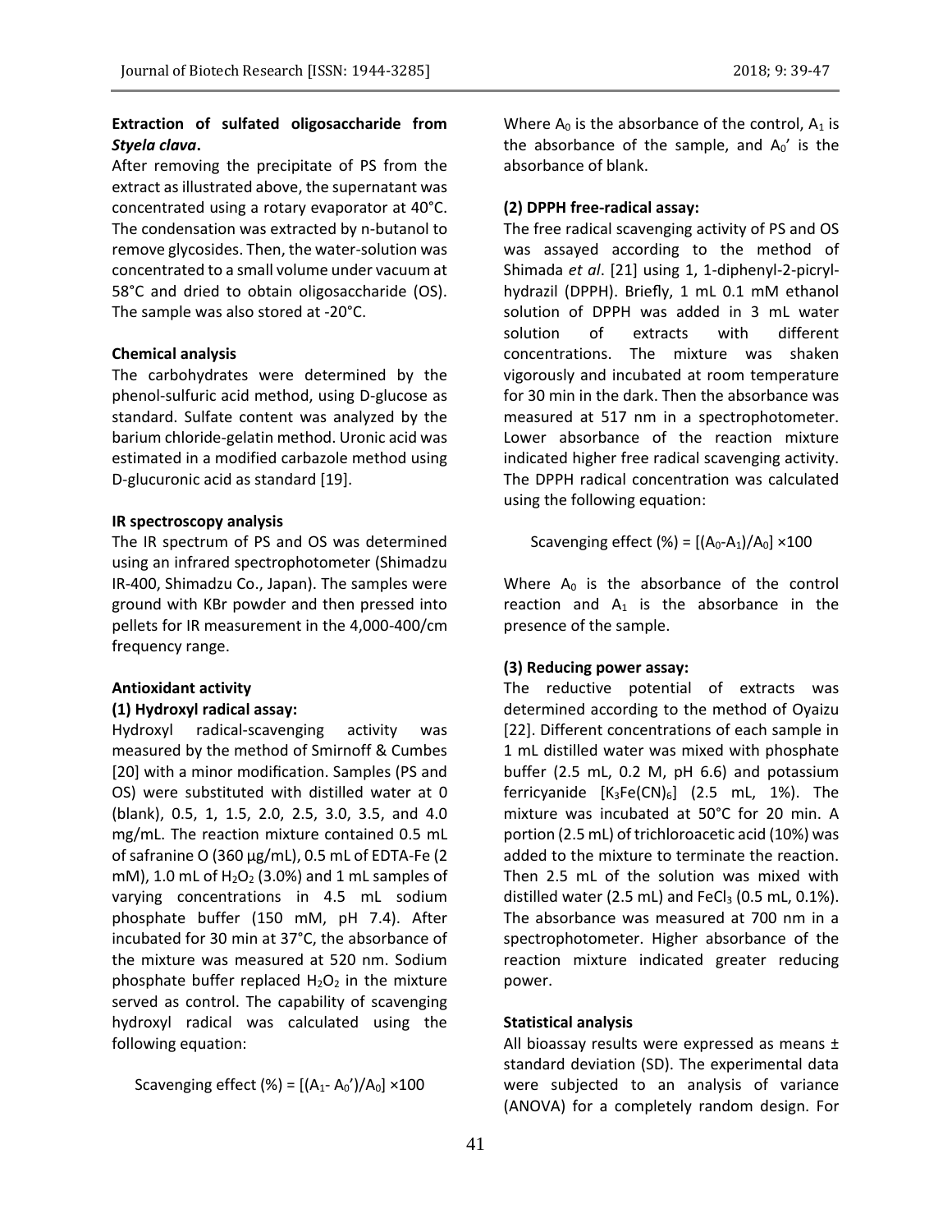**Extraction of sulfated oligosaccharide from *Styela clava*.**

After removing the precipitate of PS from the extract as illustrated above, the supernatant was concentrated using a rotary evaporator at 40°C. The condensation was extracted by n-butanol to remove glycosides. Then, the water-solution was concentrated to a small volume under vacuum at 58°C and dried to obtain oligosaccharide (OS). The sample was also stored at -20°C.

**Chemical analysis**

The carbohydrates were determined by the phenol-sulfuric acid method, using D-glucose as standard. Sulfate content was analyzed by the barium chloride-gelatin method. Uronic acid was estimated in a modified carbazole method using D-glucuronic acid as standard [19].

**IR spectroscopy analysis**

The IR spectrum of PS and OS was determined using an infrared spectrophotometer (Shimadzu IR-400, Shimadzu Co., Japan). The samples were ground with KBr powder and then pressed into pellets for IR measurement in the 4,000-400/cm frequency range.

**Antioxidant activity**

**(1) Hydroxyl radical assay:**

Hydroxyl radical-scavenging activity was measured by the method of Smirnoff & Cumbes [20] with a minor modification. Samples (PS and OS) were substituted with distilled water at 0 (blank), 0.5, 1, 1.5, 2.0, 2.5, 3.0, 3.5, and 4.0 mg/mL. The reaction mixture contained 0.5 mL of safranine O (360 µg/mL), 0.5 mL of EDTA-Fe (2 mM), 1.0 mL of $H_2O_2$ (3.0%) and 1 mL samples of varying concentrations in 4.5 mL sodium phosphate buffer (150 mM, pH 7.4). After incubated for 30 min at 37°C, the absorbance of the mixture was measured at 520 nm. Sodium phosphate buffer replaced $H_2O_2$ in the mixture served as control. The capability of scavenging hydroxyl radical was calculated using the following equation:

$$\text{Scavenging effect (\%)} = [(A_1 - A_0')/A_0] \times 100$$

Where $A_0$ is the absorbance of the control, $A_1$ is the absorbance of the sample, and $A_0'$ is the absorbance of blank.

**(2) DPPH free-radical assay:**

The free radical scavenging activity of PS and OS was assayed according to the method of Shimada *et al*. [21] using 1, 1-diphenyl-2-picryl-hydrazil (DPPH). Briefly, 1 mL 0.1 mM ethanol solution of DPPH was added in 3 mL water solution of extracts with different concentrations. The mixture was shaken vigorously and incubated at room temperature for 30 min in the dark. Then the absorbance was measured at 517 nm in a spectrophotometer. Lower absorbance of the reaction mixture indicated higher free radical scavenging activity. The DPPH radical concentration was calculated using the following equation:

$$\text{Scavenging effect (\%)} = [(A_0 - A_1)/A_0] \times 100$$

Where $A_0$ is the absorbance of the control reaction and $A_1$ is the absorbance in the presence of the sample.

**(3) Reducing power assay:**

The reductive potential of extracts was determined according to the method of Oyaizu [22]. Different concentrations of each sample in 1 mL distilled water was mixed with phosphate buffer (2.5 mL, 0.2 M, pH 6.6) and potassium ferricyanide [$K_3Fe(CN)_6$] (2.5 mL, 1%). The mixture was incubated at 50°C for 20 min. A portion (2.5 mL) of trichloroacetic acid (10%) was added to the mixture to terminate the reaction. Then 2.5 mL of the solution was mixed with distilled water (2.5 mL) and $FeCl_3$ (0.5 mL, 0.1%). The absorbance was measured at 700 nm in a spectrophotometer. Higher absorbance of the reaction mixture indicated greater reducing power.

**Statistical analysis**

All bioassay results were expressed as means ± standard deviation (SD). The experimental data were subjected to an analysis of variance (ANOVA) for a completely random design. For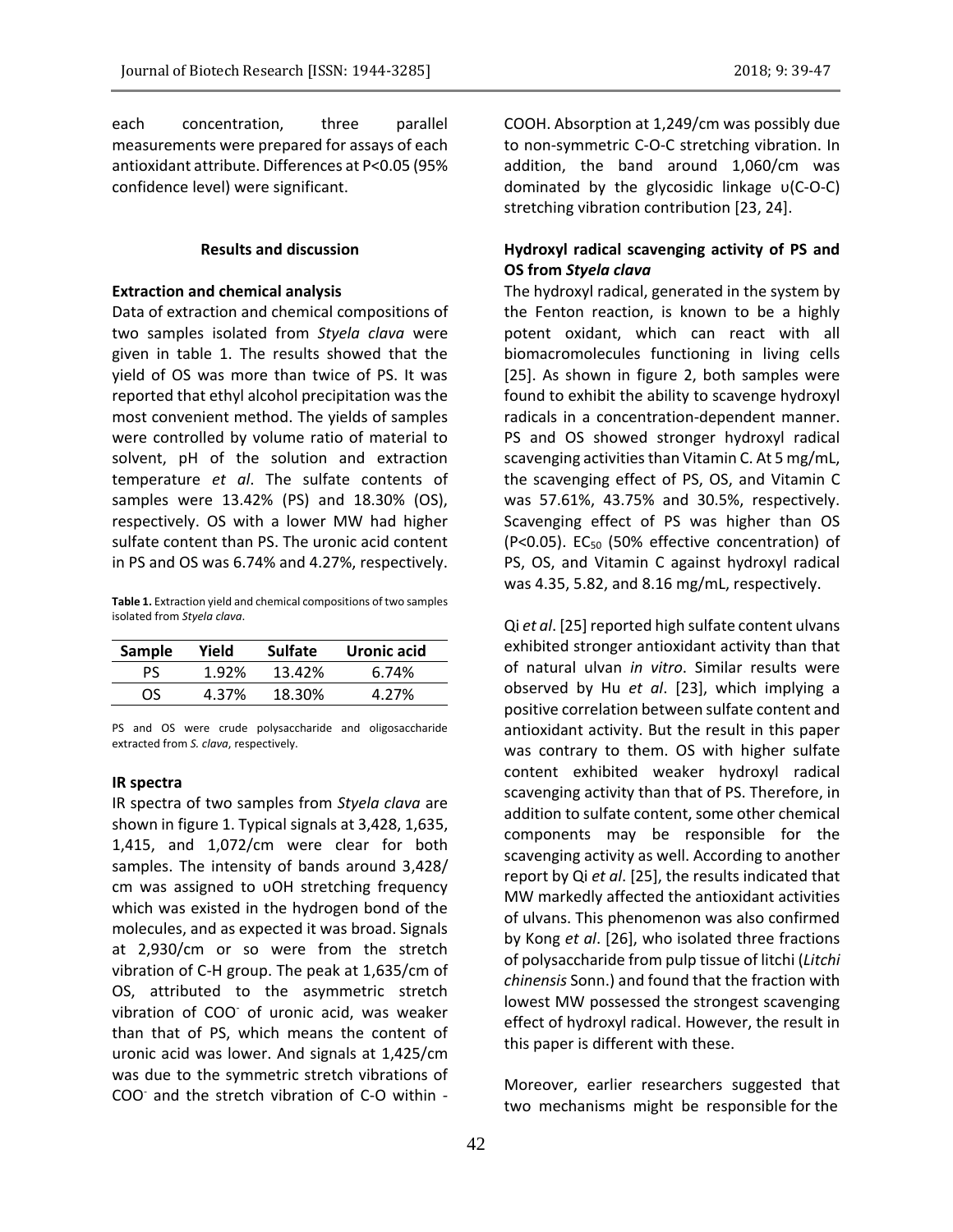each concentration, three parallel measurements were prepared for assays of each antioxidant attribute. Differences at P<0.05 (95% confidence level) were significant.

## Results and discussion

### Extraction and chemical analysis

Data of extraction and chemical compositions of two samples isolated from *Styela clava* were given in table 1. The results showed that the yield of OS was more than twice of PS. It was reported that ethyl alcohol precipitation was the most convenient method. The yields of samples were controlled by volume ratio of material to solvent, pH of the solution and extraction temperature *et al*. The sulfate contents of samples were 13.42% (PS) and 18.30% (OS), respectively. OS with a lower MW had higher sulfate content than PS. The uronic acid content in PS and OS was 6.74% and 4.27%, respectively.

**Table 1.** Extraction yield and chemical compositions of two samples isolated from *Styela clava*.

| Sample | Yield | Sulfate | Uronic acid |
|---|---|---|---|
| PS | 1.92% | 13.42% | 6.74% |
| OS | 4.37% | 18.30% | 4.27% |

PS and OS were crude polysaccharide and oligosaccharide extracted from *S. clava*, respectively.

### IR spectra

IR spectra of two samples from *Styela clava* are shown in figure 1. Typical signals at 3,428, 1,635, 1,415, and 1,072/cm were clear for both samples. The intensity of bands around 3,428/cm was assigned to υOH stretching frequency which was existed in the hydrogen bond of the molecules, and as expected it was broad. Signals at 2,930/cm or so were from the stretch vibration of C-H group. The peak at 1,635/cm of OS, attributed to the asymmetric stretch vibration of $COO^-$ of uronic acid, was weaker than that of PS, which means the content of uronic acid was lower. And signals at 1,425/cm was due to the symmetric stretch vibrations of $COO^-$ and the stretch vibration of C-O within -COOH. Absorption at 1,249/cm was possibly due to non-symmetric C-O-C stretching vibration. In addition, the band around 1,060/cm was dominated by the glycosidic linkage υ(C-O-C) stretching vibration contribution [23, 24].

### Hydroxyl radical scavenging activity of PS and OS from *Styela clava*

The hydroxyl radical, generated in the system by the Fenton reaction, is known to be a highly potent oxidant, which can react with all biomacromolecules functioning in living cells [25]. As shown in figure 2, both samples were found to exhibit the ability to scavenge hydroxyl radicals in a concentration-dependent manner. PS and OS showed stronger hydroxyl radical scavenging activities than Vitamin C. At 5 mg/mL, the scavenging effect of PS, OS, and Vitamin C was 57.61%, 43.75% and 30.5%, respectively. Scavenging effect of PS was higher than OS (P<0.05). $EC_{50}$ (50% effective concentration) of PS, OS, and Vitamin C against hydroxyl radical was 4.35, 5.82, and 8.16 mg/mL, respectively.

Qi *et al*. [25] reported high sulfate content ulvans exhibited stronger antioxidant activity than that of natural ulvan *in vitro*. Similar results were observed by Hu *et al*. [23], which implying a positive correlation between sulfate content and antioxidant activity. But the result in this paper was contrary to them. OS with higher sulfate content exhibited weaker hydroxyl radical scavenging activity than that of PS. Therefore, in addition to sulfate content, some other chemical components may be responsible for the scavenging activity as well. According to another report by Qi *et al*. [25], the results indicated that MW markedly affected the antioxidant activities of ulvans. This phenomenon was also confirmed by Kong *et al*. [26], who isolated three fractions of polysaccharide from pulp tissue of litchi (*Litchi chinensis* Sonn.) and found that the fraction with lowest MW possessed the strongest scavenging effect of hydroxyl radical. However, the result in this paper is different with these.

Moreover, earlier researchers suggested that two mechanisms might be responsible for the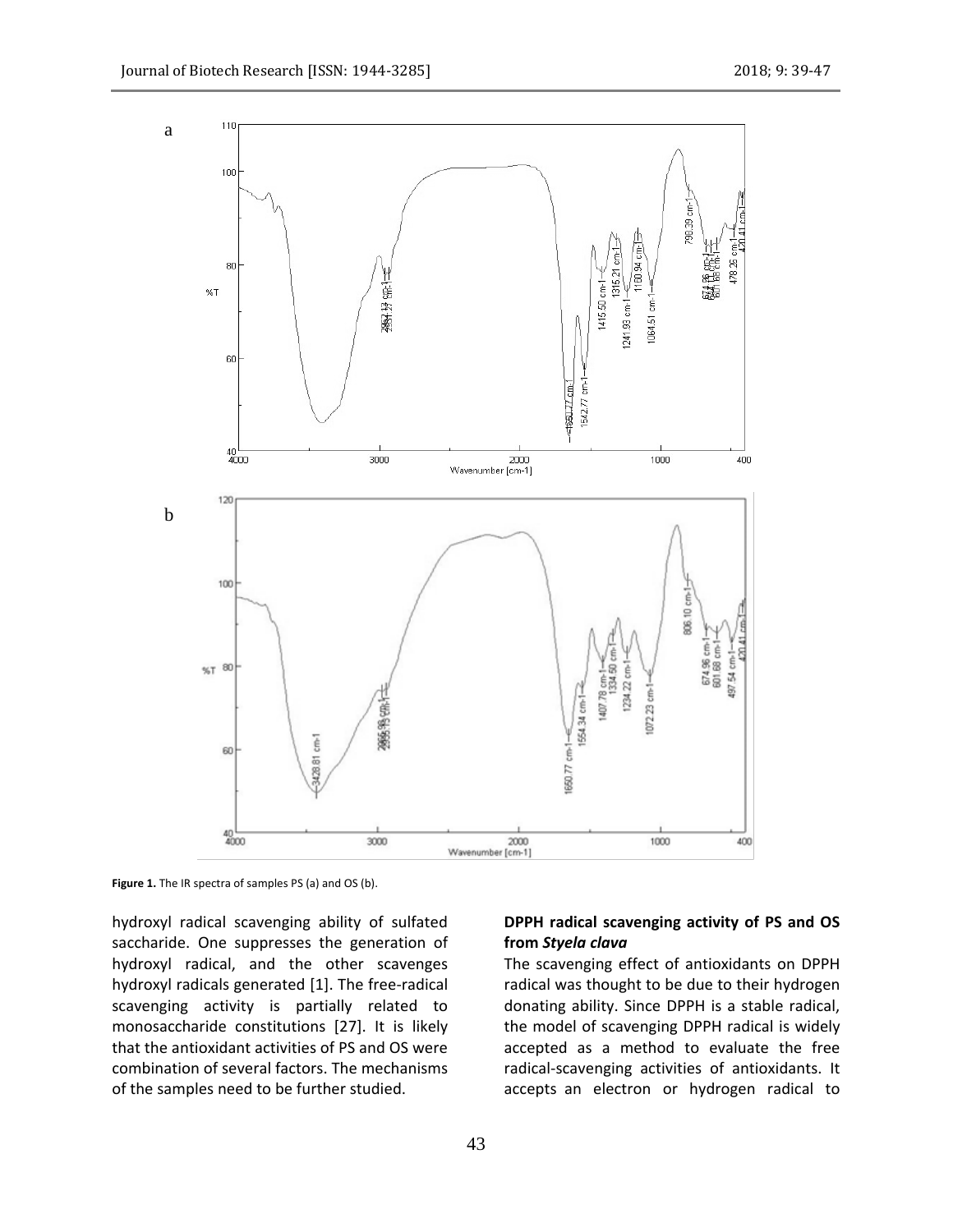**Figure 1.** The IR spectra of samples PS (a) and OS (b).

hydroxyl radical scavenging ability of sulfated saccharide. One suppresses the generation of hydroxyl radical, and the other scavenges hydroxyl radicals generated [1]. The free-radical scavenging activity is partially related to monosaccharide constitutions [27]. It is likely that the antioxidant activities of PS and OS were combination of several factors. The mechanisms of the samples need to be further studied.

### DPPH radical scavenging activity of PS and OS from *Styela clava*

The scavenging effect of antioxidants on DPPH radical was thought to be due to their hydrogen donating ability. Since DPPH is a stable radical, the model of scavenging DPPH radical is widely accepted as a method to evaluate the free radical-scavenging activities of antioxidants. It accepts an electron or hydrogen radical to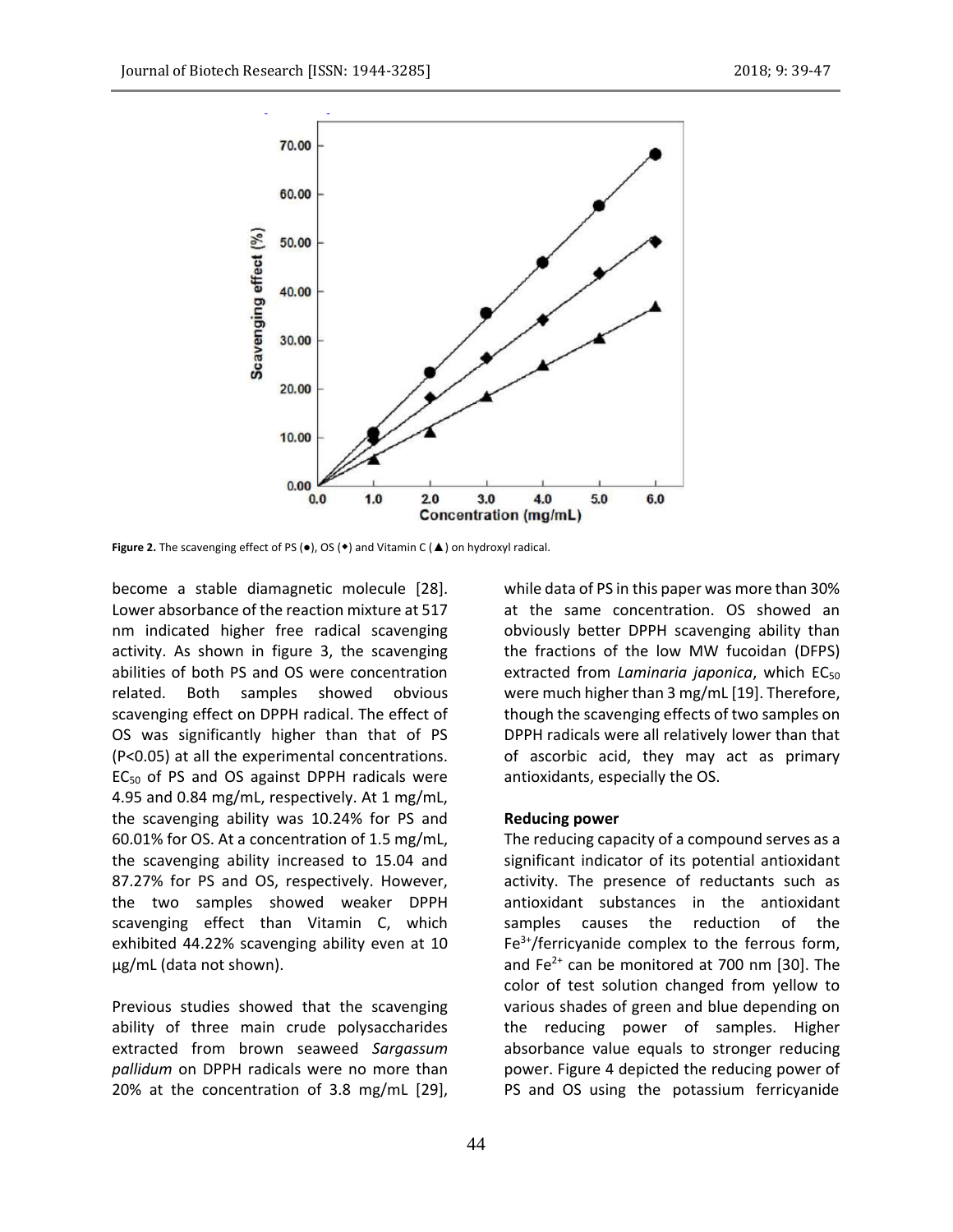Figure 2. The scavenging effect of PS (●), OS (◆) and Vitamin C (▲) on hydroxyl radical.

become a stable diamagnetic molecule [28]. Lower absorbance of the reaction mixture at 517 nm indicated higher free radical scavenging activity. As shown in figure 3, the scavenging abilities of both PS and OS were concentration related. Both samples showed obvious scavenging effect on DPPH radical. The effect of OS was significantly higher than that of PS ($P<0.05$) at all the experimental concentrations. $EC_{50}$ of PS and OS against DPPH radicals were 4.95 and 0.84 mg/mL, respectively. At 1 mg/mL, the scavenging ability was 10.24% for PS and 60.01% for OS. At a concentration of 1.5 mg/mL, the scavenging ability increased to 15.04 and 87.27% for PS and OS, respectively. However, the two samples showed weaker DPPH scavenging effect than Vitamin C, which exhibited 44.22% scavenging ability even at 10 μg/mL (data not shown).

Previous studies showed that the scavenging ability of three main crude polysaccharides extracted from brown seaweed *Sargassum pallidum* on DPPH radicals were no more than 20% at the concentration of 3.8 mg/mL [29], while data of PS in this paper was more than 30% at the same concentration. OS showed an obviously better DPPH scavenging ability than the fractions of the low MW fucoidan (DFPS) extracted from *Laminaria japonica*, which $EC_{50}$ were much higher than 3 mg/mL [19]. Therefore, though the scavenging effects of two samples on DPPH radicals were all relatively lower than that of ascorbic acid, they may act as primary antioxidants, especially the OS.

**Reducing power**

The reducing capacity of a compound serves as a significant indicator of its potential antioxidant activity. The presence of reductants such as antioxidant substances in the antioxidant samples causes the reduction of the $Fe^{3+}$/ferricyanide complex to the ferrous form, and $Fe^{2+}$ can be monitored at 700 nm [30]. The color of test solution changed from yellow to various shades of green and blue depending on the reducing power of samples. Higher absorbance value equals to stronger reducing power. Figure 4 depicted the reducing power of PS and OS using the potassium ferricyanide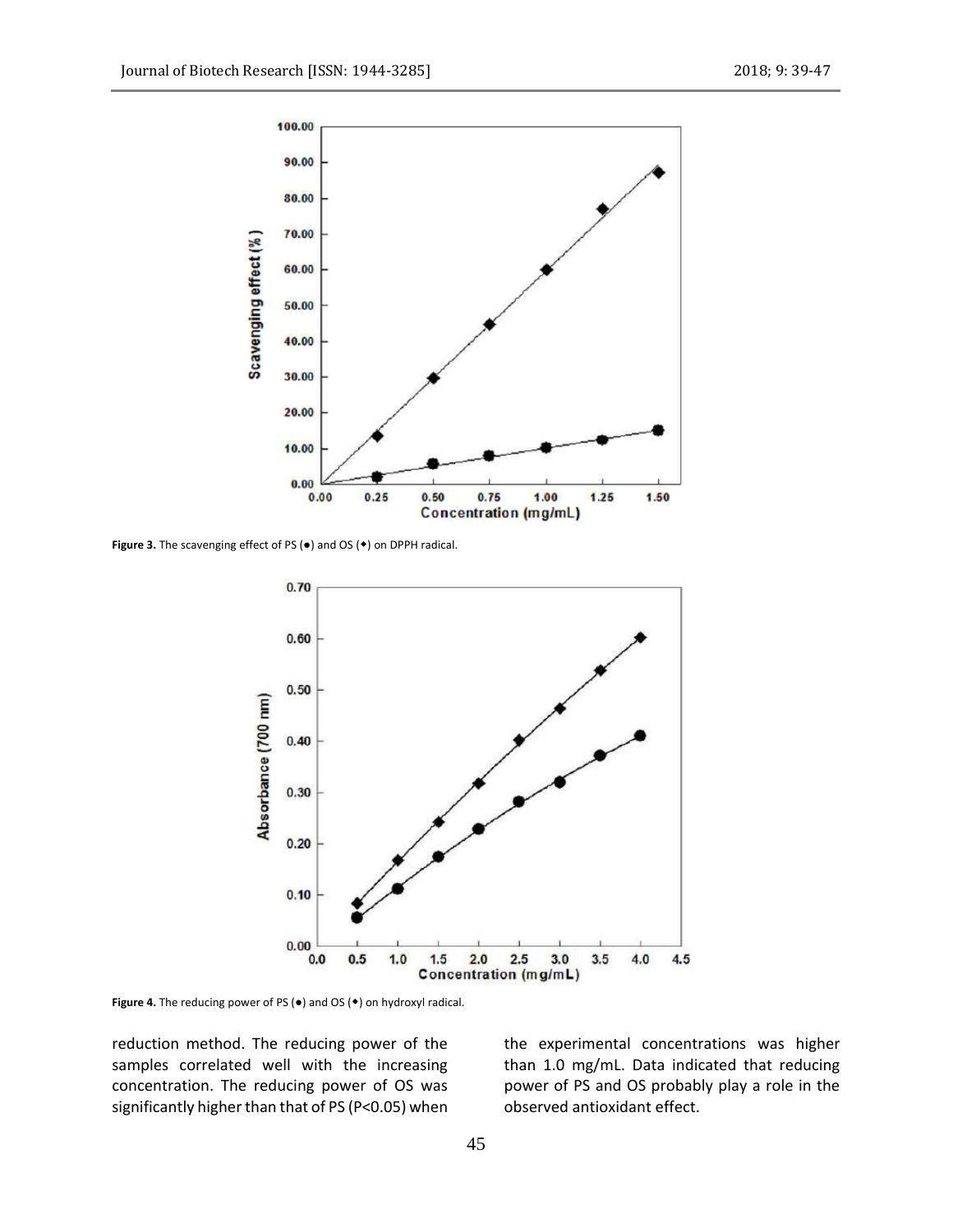Figure 3. The scavenging effect of PS (●) and OS (◆) on DPPH radical.

Figure 4. The reducing power of PS (●) and OS (◆) on hydroxyl radical.

reduction method. The reducing power of the samples correlated well with the increasing concentration. The reducing power of OS was significantly higher than that of PS ($P<0.05$) when the experimental concentrations was higher than 1.0 mg/mL. Data indicated that reducing power of PS and OS probably play a role in the observed antioxidant effect.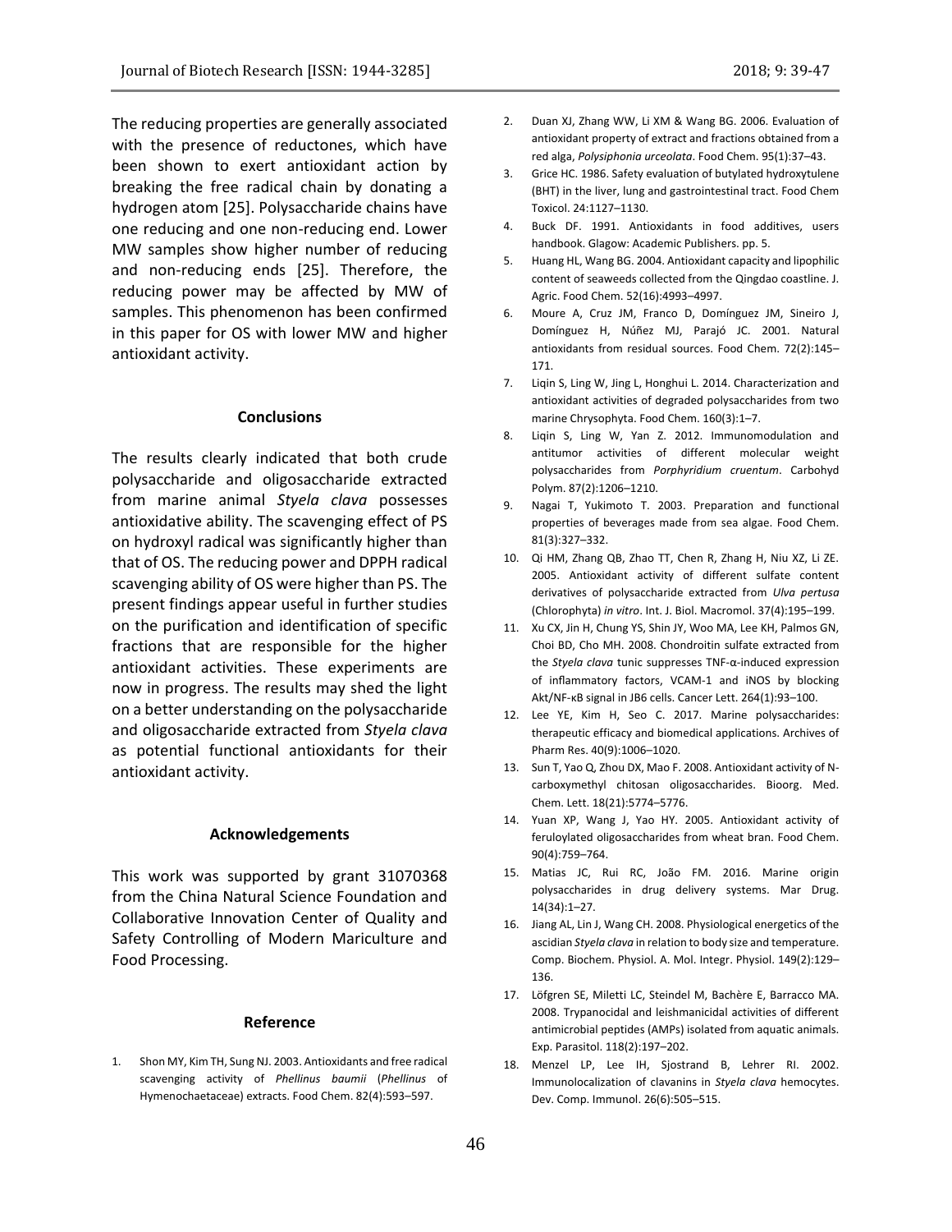The reducing properties are generally associated with the presence of reductones, which have been shown to exert antioxidant action by breaking the free radical chain by donating a hydrogen atom [25]. Polysaccharide chains have one reducing and one non-reducing end. Lower MW samples show higher number of reducing and non-reducing ends [25]. Therefore, the reducing power may be affected by MW of samples. This phenomenon has been confirmed in this paper for OS with lower MW and higher antioxidant activity.

## Conclusions

The results clearly indicated that both crude polysaccharide and oligosaccharide extracted from marine animal *Styela clava* possesses antioxidative ability. The scavenging effect of PS on hydroxyl radical was significantly higher than that of OS. The reducing power and DPPH radical scavenging ability of OS were higher than PS. The present findings appear useful in further studies on the purification and identification of specific fractions that are responsible for the higher antioxidant activities. These experiments are now in progress. The results may shed the light on a better understanding on the polysaccharide and oligosaccharide extracted from *Styela clava* as potential functional antioxidants for their antioxidant activity.

## Acknowledgements

This work was supported by grant 31070368 from the China Natural Science Foundation and Collaborative Innovation Center of Quality and Safety Controlling of Modern Mariculture and Food Processing.

## Reference

1. Shon MY, Kim TH, Sung NJ. 2003. Antioxidants and free radical scavenging activity of *Phellinus baumii* (*Phellinus* of Hymenochaetaceae) extracts. Food Chem. 82(4):593–597.
2. Duan XJ, Zhang WW, Li XM & Wang BG. 2006. Evaluation of antioxidant property of extract and fractions obtained from a red alga, *Polysiphonia urceolata*. Food Chem. 95(1):37–43.
3. Grice HC. 1986. Safety evaluation of butylated hydroxytulene (BHT) in the liver, lung and gastrointestinal tract. Food Chem Toxicol. 24:1127–1130.
4. Buck DF. 1991. Antioxidants in food additives, users handbook. Glagow: Academic Publishers. pp. 5.
5. Huang HL, Wang BG. 2004. Antioxidant capacity and lipophilic content of seaweeds collected from the Qingdao coastline. J. Agric. Food Chem. 52(16):4993–4997.
6. Moure A, Cruz JM, Franco D, Domínguez JM, Sineiro J, Domínguez H, Núñez MJ, Parajó JC. 2001. Natural antioxidants from residual sources. Food Chem. 72(2):145–171.
7. Liqin S, Ling W, Jing L, Honghui L. 2014. Characterization and antioxidant activities of degraded polysaccharides from two marine Chrysophyta. Food Chem. 160(3):1–7.
8. Liqin S, Ling W, Yan Z. 2012. Immunomodulation and antitumor activities of different molecular weight polysaccharides from *Porphyridium cruentum*. Carbohyd Polym. 87(2):1206–1210.
9. Nagai T, Yukimoto T. 2003. Preparation and functional properties of beverages made from sea algae. Food Chem. 81(3):327–332.
10. Qi HM, Zhang QB, Zhao TT, Chen R, Zhang H, Niu XZ, Li ZE. 2005. Antioxidant activity of different sulfate content derivatives of polysaccharide extracted from *Ulva pertusa* (Chlorophyta) *in vitro*. Int. J. Biol. Macromol. 37(4):195–199.
11. Xu CX, Jin H, Chung YS, Shin JY, Woo MA, Lee KH, Palmos GN, Choi BD, Cho MH. 2008. Chondroitin sulfate extracted from the *Styela clava* tunic suppresses TNF-α-induced expression of inflammatory factors, VCAM-1 and iNOS by blocking Akt/NF-κB signal in JB6 cells. Cancer Lett. 264(1):93–100.
12. Lee YE, Kim H, Seo C. 2017. Marine polysaccharides: therapeutic efficacy and biomedical applications. Archives of Pharm Res. 40(9):1006–1020.
13. Sun T, Yao Q, Zhou DX, Mao F. 2008. Antioxidant activity of N-carboxymethyl chitosan oligosaccharides. Bioorg. Med. Chem. Lett. 18(21):5774–5776.
14. Yuan XP, Wang J, Yao HY. 2005. Antioxidant activity of feruloylated oligosaccharides from wheat bran. Food Chem. 90(4):759–764.
15. Matias JC, Rui RC, João FM. 2016. Marine origin polysaccharides in drug delivery systems. Mar Drug. 14(34):1–27.
16. Jiang AL, Lin J, Wang CH. 2008. Physiological energetics of the ascidian *Styela clava* in relation to body size and temperature. Comp. Biochem. Physiol. A. Mol. Integr. Physiol. 149(2):129–136.
17. Löfgren SE, Miletti LC, Steindel M, Bachère E, Barracco MA. 2008. Trypanocidal and leishmanicidal activities of different antimicrobial peptides (AMPs) isolated from aquatic animals. Exp. Parasitol. 118(2):197–202.
18. Menzel LP, Lee IH, Sjostrand B, Lehrer RI. 2002. Immunolocalization of clavanins in *Styela clava* hemocytes. Dev. Comp. Immunol. 26(6):505–515.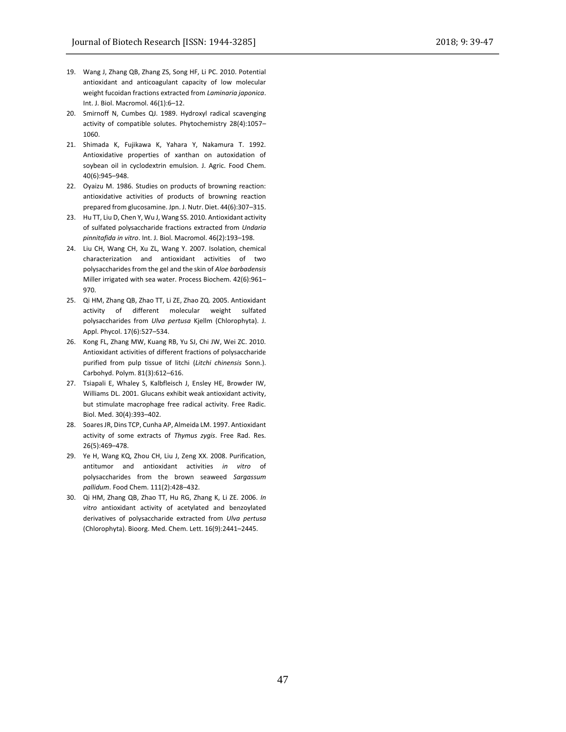19. Wang J, Zhang QB, Zhang ZS, Song HF, Li PC. 2010. Potential antioxidant and anticoagulant capacity of low molecular weight fucoidan fractions extracted from *Laminaria japonica*. Int. J. Biol. Macromol. 46(1):6–12.
20. Smirnoff N, Cumbes QJ. 1989. Hydroxyl radical scavenging activity of compatible solutes. Phytochemistry 28(4):1057–1060.
21. Shimada K, Fujikawa K, Yahara Y, Nakamura T. 1992. Antioxidative properties of xanthan on autoxidation of soybean oil in cyclodextrin emulsion. J. Agric. Food Chem. 40(6):945–948.
22. Oyaizu M. 1986. Studies on products of browning reaction: antioxidative activities of products of browning reaction prepared from glucosamine. Jpn. J. Nutr. Diet. 44(6):307–315.
23. Hu TT, Liu D, Chen Y, Wu J, Wang SS. 2010. Antioxidant activity of sulfated polysaccharide fractions extracted from *Undaria pinnitafida in vitro*. Int. J. Biol. Macromol. 46(2):193–198.
24. Liu CH, Wang CH, Xu ZL, Wang Y. 2007. Isolation, chemical characterization and antioxidant activities of two polysaccharides from the gel and the skin of *Aloe barbadensis* Miller irrigated with sea water. Process Biochem. 42(6):961–970.
25. Qi HM, Zhang QB, Zhao TT, Li ZE, Zhao ZQ. 2005. Antioxidant activity of different molecular weight sulfated polysaccharides from *Ulva pertusa* Kjellm (Chlorophyta). J. Appl. Phycol. 17(6):527–534.
26. Kong FL, Zhang MW, Kuang RB, Yu SJ, Chi JW, Wei ZC. 2010. Antioxidant activities of different fractions of polysaccharide purified from pulp tissue of litchi (*Litchi chinensis* Sonn.). Carbohyd. Polym. 81(3):612–616.
27. Tsiapali E, Whaley S, Kalbfleisch J, Ensley HE, Browder IW, Williams DL. 2001. Glucans exhibit weak antioxidant activity, but stimulate macrophage free radical activity. Free Radic. Biol. Med. 30(4):393–402.
28. Soares JR, Dins TCP, Cunha AP, Almeida LM. 1997. Antioxidant activity of some extracts of *Thymus zygis*. Free Rad. Res. 26(5):469–478.
29. Ye H, Wang KQ, Zhou CH, Liu J, Zeng XX. 2008. Purification, antitumor and antioxidant activities *in vitro* of polysaccharides from the brown seaweed *Sargassum pallidum*. Food Chem. 111(2):428–432.
30. Qi HM, Zhang QB, Zhao TT, Hu RG, Zhang K, Li ZE. 2006. *In vitro* antioxidant activity of acetylated and benzoylated derivatives of polysaccharide extracted from *Ulva pertusa* (Chlorophyta). Bioorg. Med. Chem. Lett. 16(9):2441–2445.